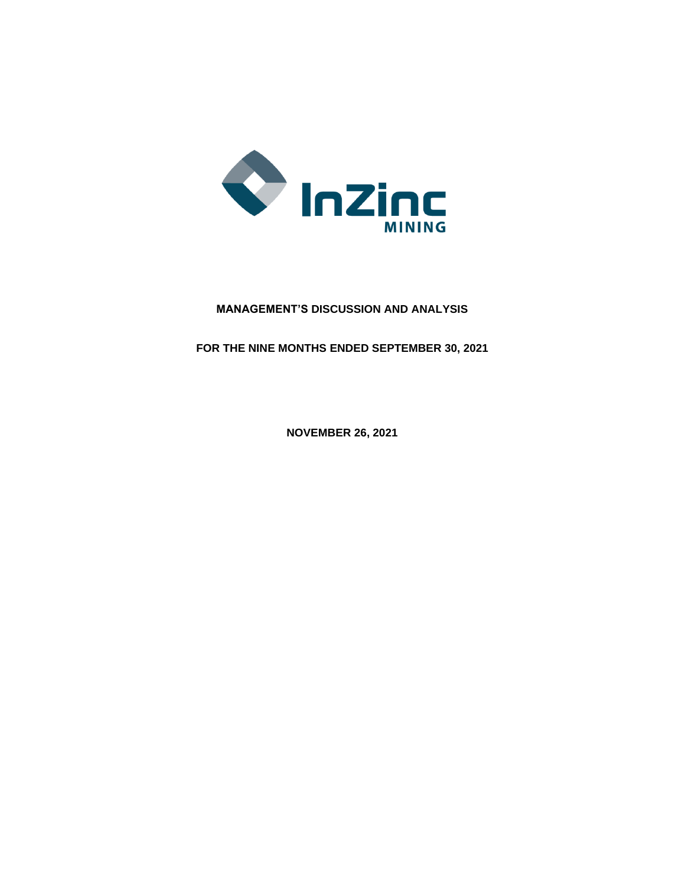InZinc MINING

# MANAGEMENT'S DISCUSSION AND ANALYSIS

## FOR THE NINE MONTHS ENDED SEPTEMBER 30, 2021

**NOVEMBER 26, 2021**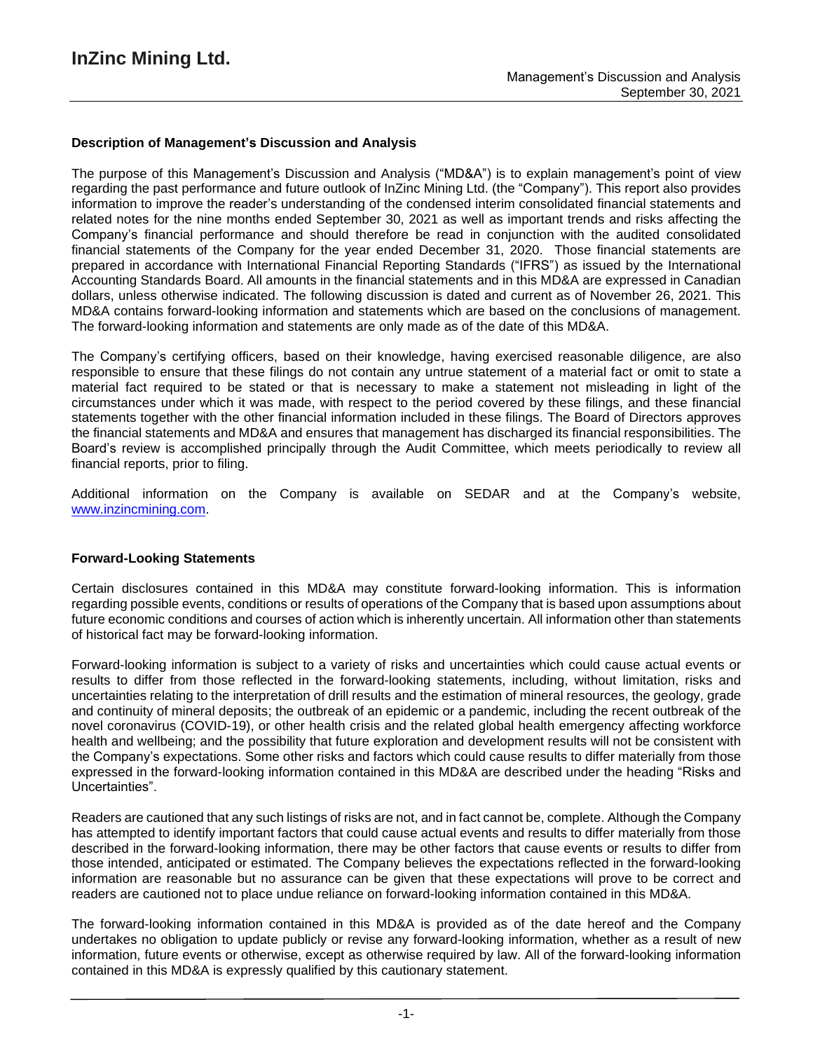### Description of Management's Discussion and Analysis

The purpose of this Management's Discussion and Analysis ("MD&A") is to explain management's point of view regarding the past performance and future outlook of InZinc Mining Ltd. (the "Company"). This report also provides information to improve the reader's understanding of the condensed interim consolidated financial statements and related notes for the nine months ended September 30, 2021 as well as important trends and risks affecting the Company's financial performance and should therefore be read in conjunction with the audited consolidated financial statements of the Company for the year ended December 31, 2020. Those financial statements are prepared in accordance with International Financial Reporting Standards ("IFRS") as issued by the International Accounting Standards Board. All amounts in the financial statements and in this MD&A are expressed in Canadian dollars, unless otherwise indicated. The following discussion is dated and current as of November 26, 2021. This MD&A contains forward-looking information and statements which are based on the conclusions of management. The forward-looking information and statements are only made as of the date of this MD&A.

The Company's certifying officers, based on their knowledge, having exercised reasonable diligence, are also responsible to ensure that these filings do not contain any untrue statement of a material fact or omit to state a material fact required to be stated or that is necessary to make a statement not misleading in light of the circumstances under which it was made, with respect to the period covered by these filings, and these financial statements together with the other financial information included in these filings. The Board of Directors approves the financial statements and MD&A and ensures that management has discharged its financial responsibilities. The Board's review is accomplished principally through the Audit Committee, which meets periodically to review all financial reports, prior to filing.

Additional information on the Company is available on SEDAR and at the Company's website, www.inzincmining.com.

### Forward-Looking Statements

Certain disclosures contained in this MD&A may constitute forward-looking information. This is information regarding possible events, conditions or results of operations of the Company that is based upon assumptions about future economic conditions and courses of action which is inherently uncertain. All information other than statements of historical fact may be forward-looking information.

Forward-looking information is subject to a variety of risks and uncertainties which could cause actual events or results to differ from those reflected in the forward-looking statements, including, without limitation, risks and uncertainties relating to the interpretation of drill results and the estimation of mineral resources, the geology, grade and continuity of mineral deposits; the outbreak of an epidemic or a pandemic, including the recent outbreak of the novel coronavirus (COVID-19), or other health crisis and the related global health emergency affecting workforce health and wellbeing; and the possibility that future exploration and development results will not be consistent with the Company's expectations. Some other risks and factors which could cause results to differ materially from those expressed in the forward-looking information contained in this MD&A are described under the heading "Risks and Uncertainties".

Readers are cautioned that any such listings of risks are not, and in fact cannot be, complete. Although the Company has attempted to identify important factors that could cause actual events and results to differ materially from those described in the forward-looking information, there may be other factors that cause events or results to differ from those intended, anticipated or estimated. The Company believes the expectations reflected in the forward-looking information are reasonable but no assurance can be given that these expectations will prove to be correct and readers are cautioned not to place undue reliance on forward-looking information contained in this MD&A.

The forward-looking information contained in this MD&A is provided as of the date hereof and the Company undertakes no obligation to update publicly or revise any forward-looking information, whether as a result of new information, future events or otherwise, except as otherwise required by law. All of the forward-looking information contained in this MD&A is expressly qualified by this cautionary statement.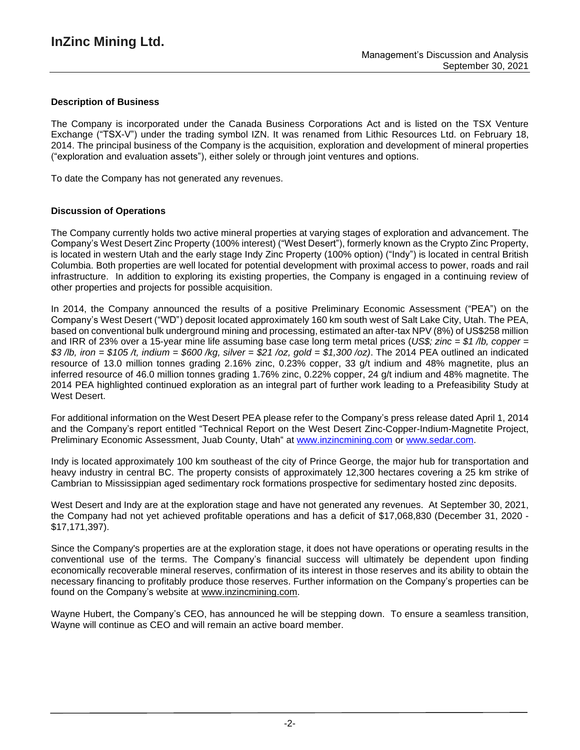## Description of Business

The Company is incorporated under the Canada Business Corporations Act and is listed on the TSX Venture Exchange ("TSX-V") under the trading symbol IZN. It was renamed from Lithic Resources Ltd. on February 18, 2014. The principal business of the Company is the acquisition, exploration and development of mineral properties ("exploration and evaluation assets"), either solely or through joint ventures and options.

To date the Company has not generated any revenues.

## Discussion of Operations

The Company currently holds two active mineral properties at varying stages of exploration and advancement. The Company's West Desert Zinc Property (100% interest) ("West Desert"), formerly known as the Crypto Zinc Property, is located in western Utah and the early stage Indy Zinc Property (100% option) ("Indy") is located in central British Columbia. Both properties are well located for potential development with proximal access to power, roads and rail infrastructure. In addition to exploring its existing properties, the Company is engaged in a continuing review of other properties and projects for possible acquisition.

In 2014, the Company announced the results of a positive Preliminary Economic Assessment ("PEA") on the Company's West Desert ("WD") deposit located approximately 160 km south west of Salt Lake City, Utah. The PEA, based on conventional bulk underground mining and processing, estimated an after-tax NPV (8%) of US$258 million and IRR of 23% over a 15-year mine life assuming base case long term metal prices (*US$; zinc = $1 /lb, copper = $3 /lb, iron = $105 /t, indium = $600 /kg, silver = $21 /oz, gold = $1,300 /oz)*. The 2014 PEA outlined an indicated resource of 13.0 million tonnes grading 2.16% zinc, 0.23% copper, 33 g/t indium and 48% magnetite, plus an inferred resource of 46.0 million tonnes grading 1.76% zinc, 0.22% copper, 24 g/t indium and 48% magnetite. The 2014 PEA highlighted continued exploration as an integral part of further work leading to a Prefeasibility Study at West Desert.

For additional information on the West Desert PEA please refer to the Company's press release dated April 1, 2014 and the Company's report entitled "Technical Report on the West Desert Zinc-Copper-Indium-Magnetite Project, Preliminary Economic Assessment, Juab County, Utah" at www.inzincmining.com or www.sedar.com.

Indy is located approximately 100 km southeast of the city of Prince George, the major hub for transportation and heavy industry in central BC. The property consists of approximately 12,300 hectares covering a 25 km strike of Cambrian to Mississippian aged sedimentary rock formations prospective for sedimentary hosted zinc deposits.

West Desert and Indy are at the exploration stage and have not generated any revenues. At September 30, 2021, the Company had not yet achieved profitable operations and has a deficit of $17,068,830 (December 31, 2020 - $17,171,397).

Since the Company's properties are at the exploration stage, it does not have operations or operating results in the conventional use of the terms. The Company's financial success will ultimately be dependent upon finding economically recoverable mineral reserves, confirmation of its interest in those reserves and its ability to obtain the necessary financing to profitably produce those reserves. Further information on the Company's properties can be found on the Company's website at www.inzincmining.com.

Wayne Hubert, the Company's CEO, has announced he will be stepping down. To ensure a seamless transition, Wayne will continue as CEO and will remain an active board member.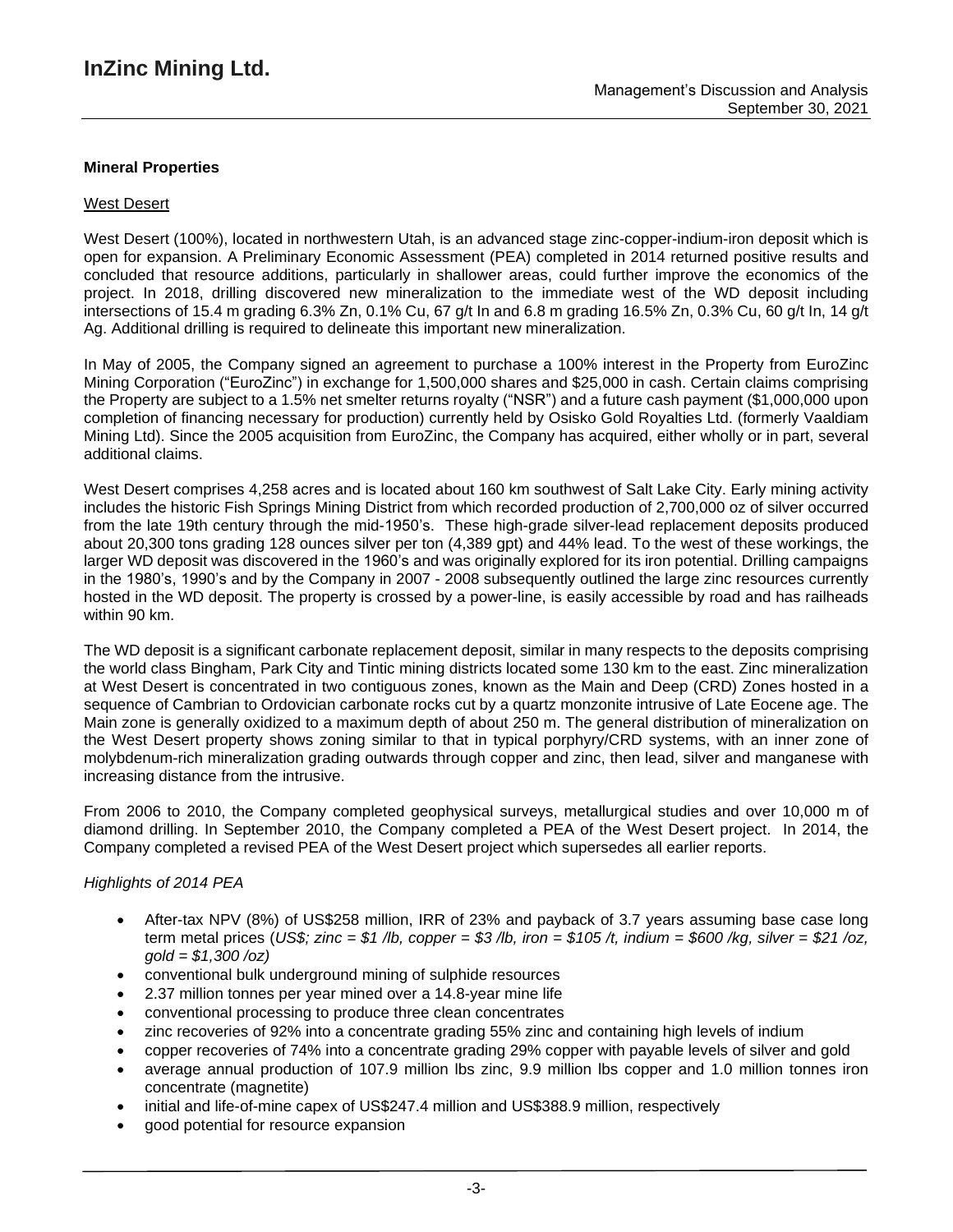## Mineral Properties

### West Desert

West Desert (100%), located in northwestern Utah, is an advanced stage zinc-copper-indium-iron deposit which is open for expansion. A Preliminary Economic Assessment (PEA) completed in 2014 returned positive results and concluded that resource additions, particularly in shallower areas, could further improve the economics of the project. In 2018, drilling discovered new mineralization to the immediate west of the WD deposit including intersections of 15.4 m grading 6.3% Zn, 0.1% Cu, 67 g/t In and 6.8 m grading 16.5% Zn, 0.3% Cu, 60 g/t In, 14 g/t Ag. Additional drilling is required to delineate this important new mineralization.

In May of 2005, the Company signed an agreement to purchase a 100% interest in the Property from EuroZinc Mining Corporation ("EuroZinc") in exchange for 1,500,000 shares and $25,000 in cash. Certain claims comprising the Property are subject to a 1.5% net smelter returns royalty ("NSR") and a future cash payment ($1,000,000 upon completion of financing necessary for production) currently held by Osisko Gold Royalties Ltd. (formerly Vaaldiam Mining Ltd). Since the 2005 acquisition from EuroZinc, the Company has acquired, either wholly or in part, several additional claims.

West Desert comprises 4,258 acres and is located about 160 km southwest of Salt Lake City. Early mining activity includes the historic Fish Springs Mining District from which recorded production of 2,700,000 oz of silver occurred from the late 19th century through the mid-1950's. These high-grade silver-lead replacement deposits produced about 20,300 tons grading 128 ounces silver per ton (4,389 gpt) and 44% lead. To the west of these workings, the larger WD deposit was discovered in the 1960's and was originally explored for its iron potential. Drilling campaigns in the 1980's, 1990's and by the Company in 2007 - 2008 subsequently outlined the large zinc resources currently hosted in the WD deposit. The property is crossed by a power-line, is easily accessible by road and has railheads within 90 km.

The WD deposit is a significant carbonate replacement deposit, similar in many respects to the deposits comprising the world class Bingham, Park City and Tintic mining districts located some 130 km to the east. Zinc mineralization at West Desert is concentrated in two contiguous zones, known as the Main and Deep (CRD) Zones hosted in a sequence of Cambrian to Ordovician carbonate rocks cut by a quartz monzonite intrusive of Late Eocene age. The Main zone is generally oxidized to a maximum depth of about 250 m. The general distribution of mineralization on the West Desert property shows zoning similar to that in typical porphyry/CRD systems, with an inner zone of molybdenum-rich mineralization grading outwards through copper and zinc, then lead, silver and manganese with increasing distance from the intrusive.

From 2006 to 2010, the Company completed geophysical surveys, metallurgical studies and over 10,000 m of diamond drilling. In September 2010, the Company completed a PEA of the West Desert project. In 2014, the Company completed a revised PEA of the West Desert project which supersedes all earlier reports.

*Highlights of 2014 PEA*

- After-tax NPV (8%) of US$258 million, IRR of 23% and payback of 3.7 years assuming base case long term metal prices (*US$; zinc = $1 /lb, copper = $3 /lb, iron = $105 /t, indium = $600 /kg, silver = $21 /oz, gold = $1,300 /oz)*
- conventional bulk underground mining of sulphide resources
- 2.37 million tonnes per year mined over a 14.8-year mine life
- conventional processing to produce three clean concentrates
- zinc recoveries of 92% into a concentrate grading 55% zinc and containing high levels of indium
- copper recoveries of 74% into a concentrate grading 29% copper with payable levels of silver and gold
- average annual production of 107.9 million lbs zinc, 9.9 million lbs copper and 1.0 million tonnes iron concentrate (magnetite)
- initial and life-of-mine capex of US$247.4 million and US$388.9 million, respectively
- good potential for resource expansion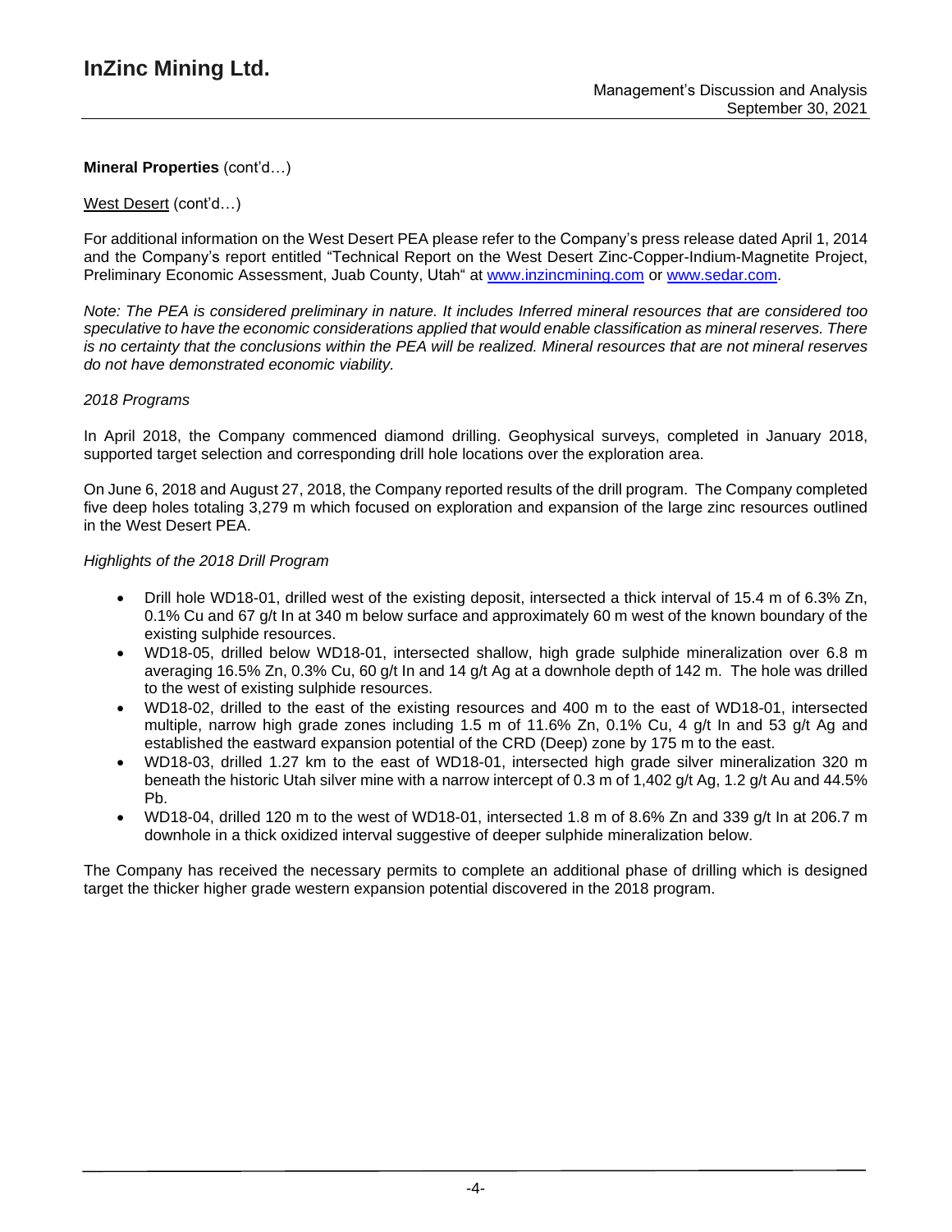**Mineral Properties** (cont'd…)

West Desert (cont'd…)

For additional information on the West Desert PEA please refer to the Company's press release dated April 1, 2014 and the Company's report entitled "Technical Report on the West Desert Zinc-Copper-Indium-Magnetite Project, Preliminary Economic Assessment, Juab County, Utah" at www.inzincmining.com or www.sedar.com.

*Note: The PEA is considered preliminary in nature. It includes Inferred mineral resources that are considered too speculative to have the economic considerations applied that would enable classification as mineral reserves. There is no certainty that the conclusions within the PEA will be realized. Mineral resources that are not mineral reserves do not have demonstrated economic viability.*

*2018 Programs*

In April 2018, the Company commenced diamond drilling. Geophysical surveys, completed in January 2018, supported target selection and corresponding drill hole locations over the exploration area.

On June 6, 2018 and August 27, 2018, the Company reported results of the drill program. The Company completed five deep holes totaling 3,279 m which focused on exploration and expansion of the large zinc resources outlined in the West Desert PEA.

*Highlights of the 2018 Drill Program*

- Drill hole WD18-01, drilled west of the existing deposit, intersected a thick interval of 15.4 m of 6.3% Zn, 0.1% Cu and 67 g/t In at 340 m below surface and approximately 60 m west of the known boundary of the existing sulphide resources.
- WD18-05, drilled below WD18-01, intersected shallow, high grade sulphide mineralization over 6.8 m averaging 16.5% Zn, 0.3% Cu, 60 g/t In and 14 g/t Ag at a downhole depth of 142 m. The hole was drilled to the west of existing sulphide resources.
- WD18-02, drilled to the east of the existing resources and 400 m to the east of WD18-01, intersected multiple, narrow high grade zones including 1.5 m of 11.6% Zn, 0.1% Cu, 4 g/t In and 53 g/t Ag and established the eastward expansion potential of the CRD (Deep) zone by 175 m to the east.
- WD18-03, drilled 1.27 km to the east of WD18-01, intersected high grade silver mineralization 320 m beneath the historic Utah silver mine with a narrow intercept of 0.3 m of 1,402 g/t Ag, 1.2 g/t Au and 44.5% Pb.
- WD18-04, drilled 120 m to the west of WD18-01, intersected 1.8 m of 8.6% Zn and 339 g/t In at 206.7 m downhole in a thick oxidized interval suggestive of deeper sulphide mineralization below.

The Company has received the necessary permits to complete an additional phase of drilling which is designed target the thicker higher grade western expansion potential discovered in the 2018 program.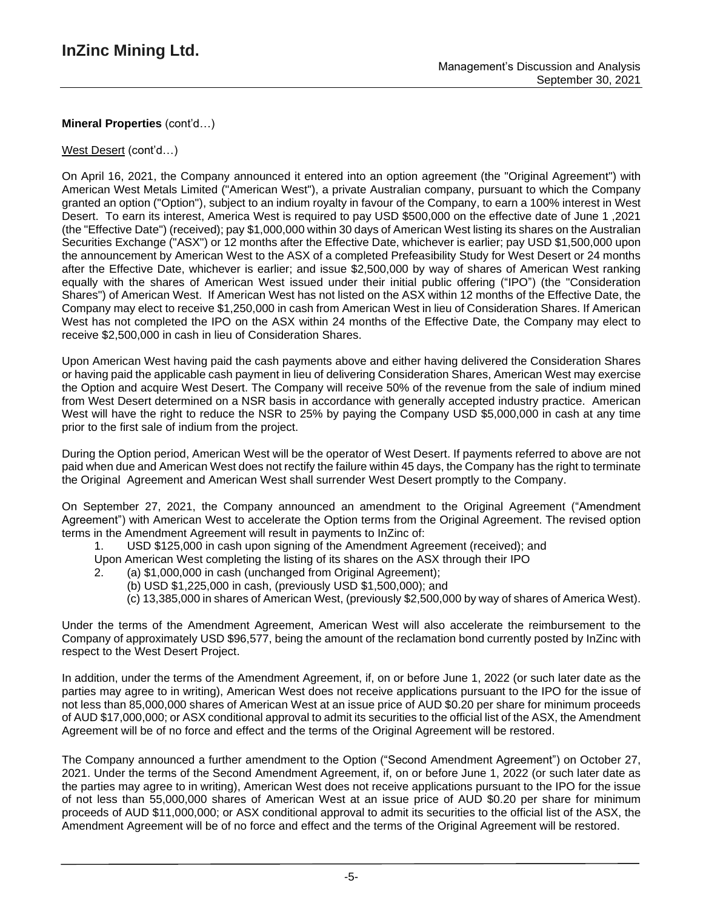**Mineral Properties** (cont'd…)

West Desert (cont'd…)

On April 16, 2021, the Company announced it entered into an option agreement (the "Original Agreement") with American West Metals Limited ("American West"), a private Australian company, pursuant to which the Company granted an option ("Option"), subject to an indium royalty in favour of the Company, to earn a 100% interest in West Desert. To earn its interest, America West is required to pay USD $500,000 on the effective date of June 1 ,2021 (the "Effective Date") (received); pay $1,000,000 within 30 days of American West listing its shares on the Australian Securities Exchange ("ASX") or 12 months after the Effective Date, whichever is earlier; pay USD $1,500,000 upon the announcement by American West to the ASX of a completed Prefeasibility Study for West Desert or 24 months after the Effective Date, whichever is earlier; and issue $2,500,000 by way of shares of American West ranking equally with the shares of American West issued under their initial public offering ("IPO") (the "Consideration Shares") of American West. If American West has not listed on the ASX within 12 months of the Effective Date, the Company may elect to receive $1,250,000 in cash from American West in lieu of Consideration Shares. If American West has not completed the IPO on the ASX within 24 months of the Effective Date, the Company may elect to receive $2,500,000 in cash in lieu of Consideration Shares.

Upon American West having paid the cash payments above and either having delivered the Consideration Shares or having paid the applicable cash payment in lieu of delivering Consideration Shares, American West may exercise the Option and acquire West Desert. The Company will receive 50% of the revenue from the sale of indium mined from West Desert determined on a NSR basis in accordance with generally accepted industry practice. American West will have the right to reduce the NSR to 25% by paying the Company USD $5,000,000 in cash at any time prior to the first sale of indium from the project.

During the Option period, American West will be the operator of West Desert. If payments referred to above are not paid when due and American West does not rectify the failure within 45 days, the Company has the right to terminate the Original Agreement and American West shall surrender West Desert promptly to the Company.

On September 27, 2021, the Company announced an amendment to the Original Agreement ("Amendment Agreement") with American West to accelerate the Option terms from the Original Agreement. The revised option terms in the Amendment Agreement will result in payments to InZinc of:

1. USD $125,000 in cash upon signing of the Amendment Agreement (received); and

Upon American West completing the listing of its shares on the ASX through their IPO

2. (a) $1,000,000 in cash (unchanged from Original Agreement);
   (b) USD $1,225,000 in cash, (previously USD $1,500,000); and
   (c) 13,385,000 in shares of American West, (previously $2,500,000 by way of shares of America West).

Under the terms of the Amendment Agreement, American West will also accelerate the reimbursement to the Company of approximately USD $96,577, being the amount of the reclamation bond currently posted by InZinc with respect to the West Desert Project.

In addition, under the terms of the Amendment Agreement, if, on or before June 1, 2022 (or such later date as the parties may agree to in writing), American West does not receive applications pursuant to the IPO for the issue of not less than 85,000,000 shares of American West at an issue price of AUD $0.20 per share for minimum proceeds of AUD $17,000,000; or ASX conditional approval to admit its securities to the official list of the ASX, the Amendment Agreement will be of no force and effect and the terms of the Original Agreement will be restored.

The Company announced a further amendment to the Option ("Second Amendment Agreement") on October 27, 2021. Under the terms of the Second Amendment Agreement, if, on or before June 1, 2022 (or such later date as the parties may agree to in writing), American West does not receive applications pursuant to the IPO for the issue of not less than 55,000,000 shares of American West at an issue price of AUD $0.20 per share for minimum proceeds of AUD $11,000,000; or ASX conditional approval to admit its securities to the official list of the ASX, the Amendment Agreement will be of no force and effect and the terms of the Original Agreement will be restored.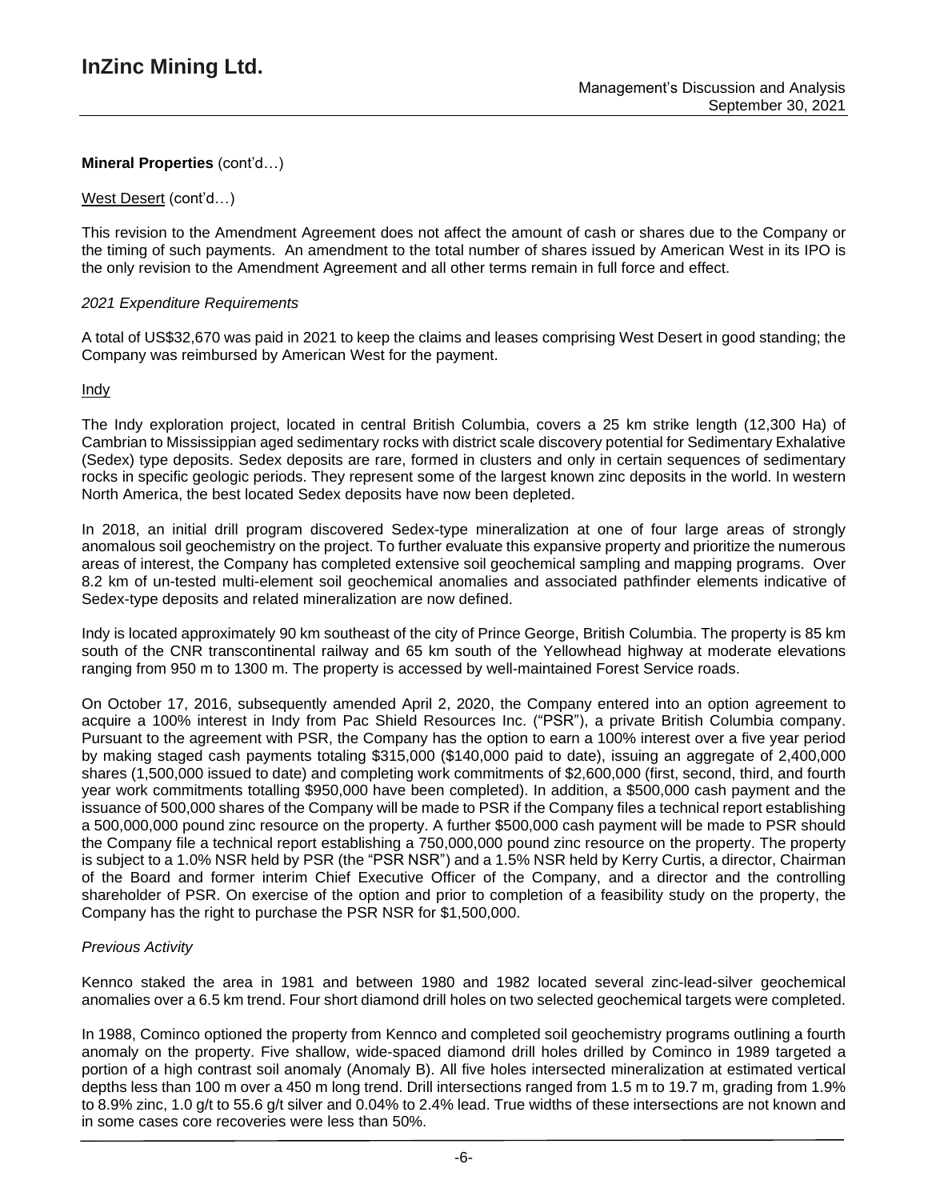**Mineral Properties** (cont'd…)

West Desert (cont'd…)

This revision to the Amendment Agreement does not affect the amount of cash or shares due to the Company or the timing of such payments. An amendment to the total number of shares issued by American West in its IPO is the only revision to the Amendment Agreement and all other terms remain in full force and effect.

*2021 Expenditure Requirements*

A total of US$32,670 was paid in 2021 to keep the claims and leases comprising West Desert in good standing; the Company was reimbursed by American West for the payment.

Indy

The Indy exploration project, located in central British Columbia, covers a 25 km strike length (12,300 Ha) of Cambrian to Mississippian aged sedimentary rocks with district scale discovery potential for Sedimentary Exhalative (Sedex) type deposits. Sedex deposits are rare, formed in clusters and only in certain sequences of sedimentary rocks in specific geologic periods. They represent some of the largest known zinc deposits in the world. In western North America, the best located Sedex deposits have now been depleted.

In 2018, an initial drill program discovered Sedex-type mineralization at one of four large areas of strongly anomalous soil geochemistry on the project. To further evaluate this expansive property and prioritize the numerous areas of interest, the Company has completed extensive soil geochemical sampling and mapping programs. Over 8.2 km of un-tested multi-element soil geochemical anomalies and associated pathfinder elements indicative of Sedex-type deposits and related mineralization are now defined.

Indy is located approximately 90 km southeast of the city of Prince George, British Columbia. The property is 85 km south of the CNR transcontinental railway and 65 km south of the Yellowhead highway at moderate elevations ranging from 950 m to 1300 m. The property is accessed by well-maintained Forest Service roads.

On October 17, 2016, subsequently amended April 2, 2020, the Company entered into an option agreement to acquire a 100% interest in Indy from Pac Shield Resources Inc. ("PSR"), a private British Columbia company. Pursuant to the agreement with PSR, the Company has the option to earn a 100% interest over a five year period by making staged cash payments totaling $315,000 ($140,000 paid to date), issuing an aggregate of 2,400,000 shares (1,500,000 issued to date) and completing work commitments of $2,600,000 (first, second, third, and fourth year work commitments totalling $950,000 have been completed). In addition, a $500,000 cash payment and the issuance of 500,000 shares of the Company will be made to PSR if the Company files a technical report establishing a 500,000,000 pound zinc resource on the property. A further $500,000 cash payment will be made to PSR should the Company file a technical report establishing a 750,000,000 pound zinc resource on the property. The property is subject to a 1.0% NSR held by PSR (the "PSR NSR") and a 1.5% NSR held by Kerry Curtis, a director, Chairman of the Board and former interim Chief Executive Officer of the Company, and a director and the controlling shareholder of PSR. On exercise of the option and prior to completion of a feasibility study on the property, the Company has the right to purchase the PSR NSR for $1,500,000.

*Previous Activity*

Kennco staked the area in 1981 and between 1980 and 1982 located several zinc-lead-silver geochemical anomalies over a 6.5 km trend. Four short diamond drill holes on two selected geochemical targets were completed.

In 1988, Cominco optioned the property from Kennco and completed soil geochemistry programs outlining a fourth anomaly on the property. Five shallow, wide-spaced diamond drill holes drilled by Cominco in 1989 targeted a portion of a high contrast soil anomaly (Anomaly B). All five holes intersected mineralization at estimated vertical depths less than 100 m over a 450 m long trend. Drill intersections ranged from 1.5 m to 19.7 m, grading from 1.9% to 8.9% zinc, 1.0 g/t to 55.6 g/t silver and 0.04% to 2.4% lead. True widths of these intersections are not known and in some cases core recoveries were less than 50%.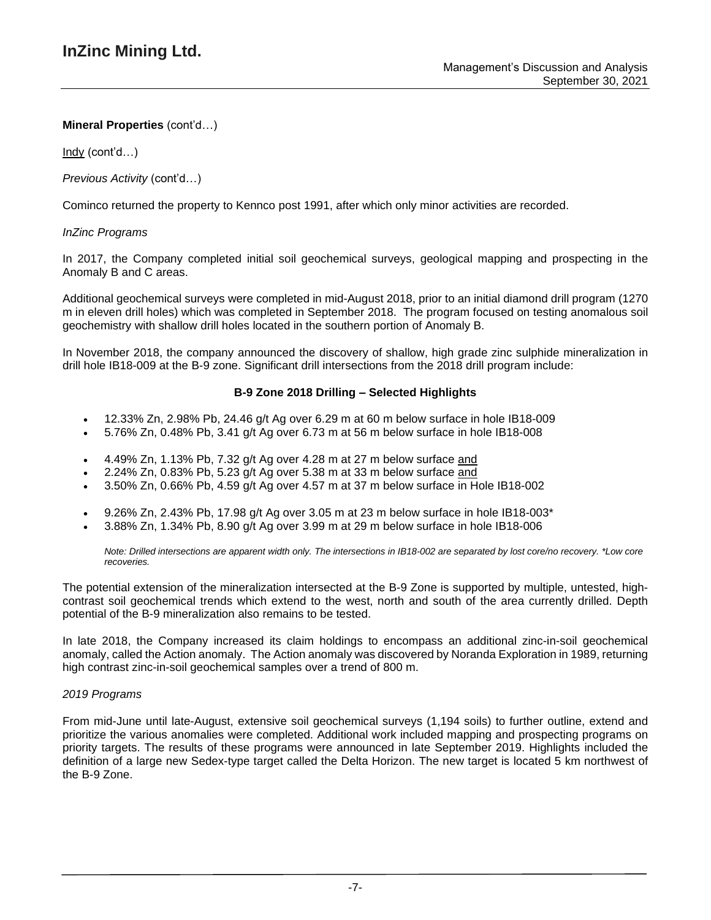**Mineral Properties** (cont'd…)

Indy (cont'd…)

*Previous Activity* (cont'd…)

Cominco returned the property to Kennco post 1991, after which only minor activities are recorded.

*InZinc Programs*

In 2017, the Company completed initial soil geochemical surveys, geological mapping and prospecting in the Anomaly B and C areas.

Additional geochemical surveys were completed in mid-August 2018, prior to an initial diamond drill program (1270 m in eleven drill holes) which was completed in September 2018. The program focused on testing anomalous soil geochemistry with shallow drill holes located in the southern portion of Anomaly B.

In November 2018, the company announced the discovery of shallow, high grade zinc sulphide mineralization in drill hole IB18-009 at the B-9 zone. Significant drill intersections from the 2018 drill program include:

**B-9 Zone 2018 Drilling – Selected Highlights**

- 12.33% Zn, 2.98% Pb, 24.46 g/t Ag over 6.29 m at 60 m below surface in hole IB18-009
- 5.76% Zn, 0.48% Pb, 3.41 g/t Ag over 6.73 m at 56 m below surface in hole IB18-008

- 4.49% Zn, 1.13% Pb, 7.32 g/t Ag over 4.28 m at 27 m below surface and
- 2.24% Zn, 0.83% Pb, 5.23 g/t Ag over 5.38 m at 33 m below surface and
- 3.50% Zn, 0.66% Pb, 4.59 g/t Ag over 4.57 m at 37 m below surface in Hole IB18-002

- 9.26% Zn, 2.43% Pb, 17.98 g/t Ag over 3.05 m at 23 m below surface in hole IB18-003*
- 3.88% Zn, 1.34% Pb, 8.90 g/t Ag over 3.99 m at 29 m below surface in hole IB18-006

*Note: Drilled intersections are apparent width only. The intersections in IB18-002 are separated by lost core/no recovery. *Low core recoveries.*

The potential extension of the mineralization intersected at the B-9 Zone is supported by multiple, untested, high-contrast soil geochemical trends which extend to the west, north and south of the area currently drilled. Depth potential of the B-9 mineralization also remains to be tested.

In late 2018, the Company increased its claim holdings to encompass an additional zinc-in-soil geochemical anomaly, called the Action anomaly. The Action anomaly was discovered by Noranda Exploration in 1989, returning high contrast zinc-in-soil geochemical samples over a trend of 800 m.

*2019 Programs*

From mid-June until late-August, extensive soil geochemical surveys (1,194 soils) to further outline, extend and prioritize the various anomalies were completed. Additional work included mapping and prospecting programs on priority targets. The results of these programs were announced in late September 2019. Highlights included the definition of a large new Sedex-type target called the Delta Horizon. The new target is located 5 km northwest of the B-9 Zone.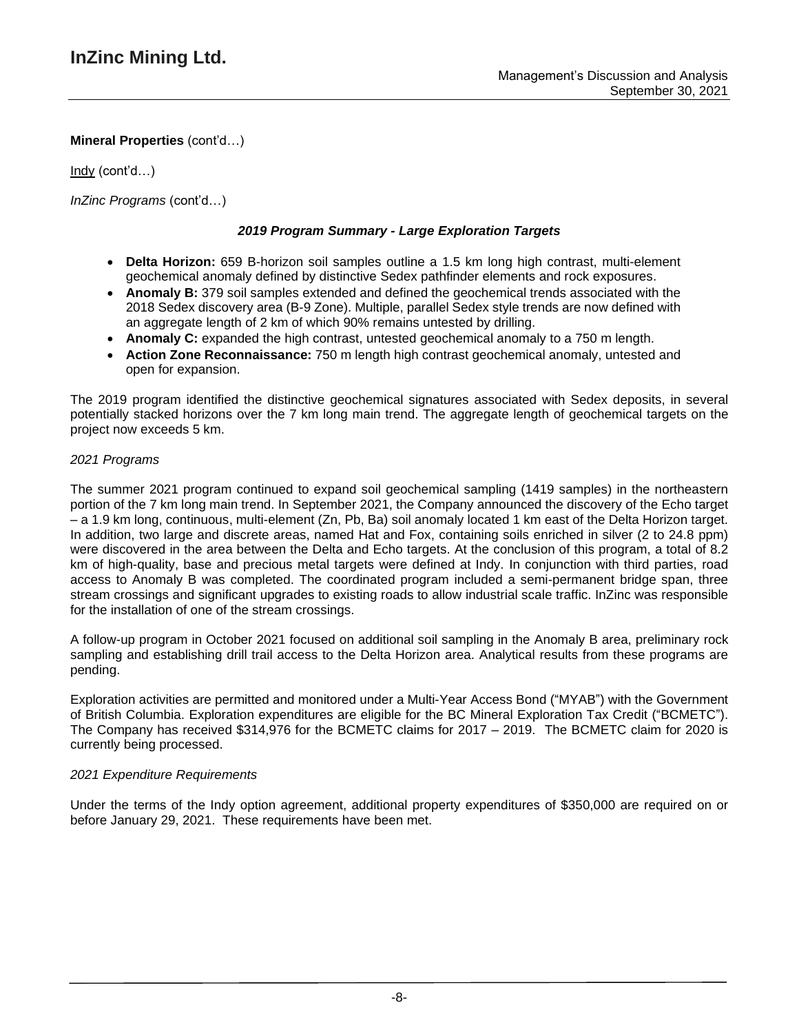**Mineral Properties** (cont'd…)

Indy (cont'd…)

*InZinc Programs* (cont'd…)

***2019 Program Summary - Large Exploration Targets***

- **Delta Horizon:** 659 B-horizon soil samples outline a 1.5 km long high contrast, multi-element geochemical anomaly defined by distinctive Sedex pathfinder elements and rock exposures.
- **Anomaly B:** 379 soil samples extended and defined the geochemical trends associated with the 2018 Sedex discovery area (B-9 Zone). Multiple, parallel Sedex style trends are now defined with an aggregate length of 2 km of which 90% remains untested by drilling.
- **Anomaly C:** expanded the high contrast, untested geochemical anomaly to a 750 m length.
- **Action Zone Reconnaissance:** 750 m length high contrast geochemical anomaly, untested and open for expansion.

The 2019 program identified the distinctive geochemical signatures associated with Sedex deposits, in several potentially stacked horizons over the 7 km long main trend. The aggregate length of geochemical targets on the project now exceeds 5 km.

*2021 Programs*

The summer 2021 program continued to expand soil geochemical sampling (1419 samples) in the northeastern portion of the 7 km long main trend. In September 2021, the Company announced the discovery of the Echo target – a 1.9 km long, continuous, multi-element (Zn, Pb, Ba) soil anomaly located 1 km east of the Delta Horizon target. In addition, two large and discrete areas, named Hat and Fox, containing soils enriched in silver (2 to 24.8 ppm) were discovered in the area between the Delta and Echo targets. At the conclusion of this program, a total of 8.2 km of high-quality, base and precious metal targets were defined at Indy. In conjunction with third parties, road access to Anomaly B was completed. The coordinated program included a semi-permanent bridge span, three stream crossings and significant upgrades to existing roads to allow industrial scale traffic. InZinc was responsible for the installation of one of the stream crossings.

A follow-up program in October 2021 focused on additional soil sampling in the Anomaly B area, preliminary rock sampling and establishing drill trail access to the Delta Horizon area. Analytical results from these programs are pending.

Exploration activities are permitted and monitored under a Multi-Year Access Bond ("MYAB") with the Government of British Columbia. Exploration expenditures are eligible for the BC Mineral Exploration Tax Credit ("BCMETC"). The Company has received $314,976 for the BCMETC claims for 2017 – 2019. The BCMETC claim for 2020 is currently being processed.

*2021 Expenditure Requirements*

Under the terms of the Indy option agreement, additional property expenditures of $350,000 are required on or before January 29, 2021. These requirements have been met.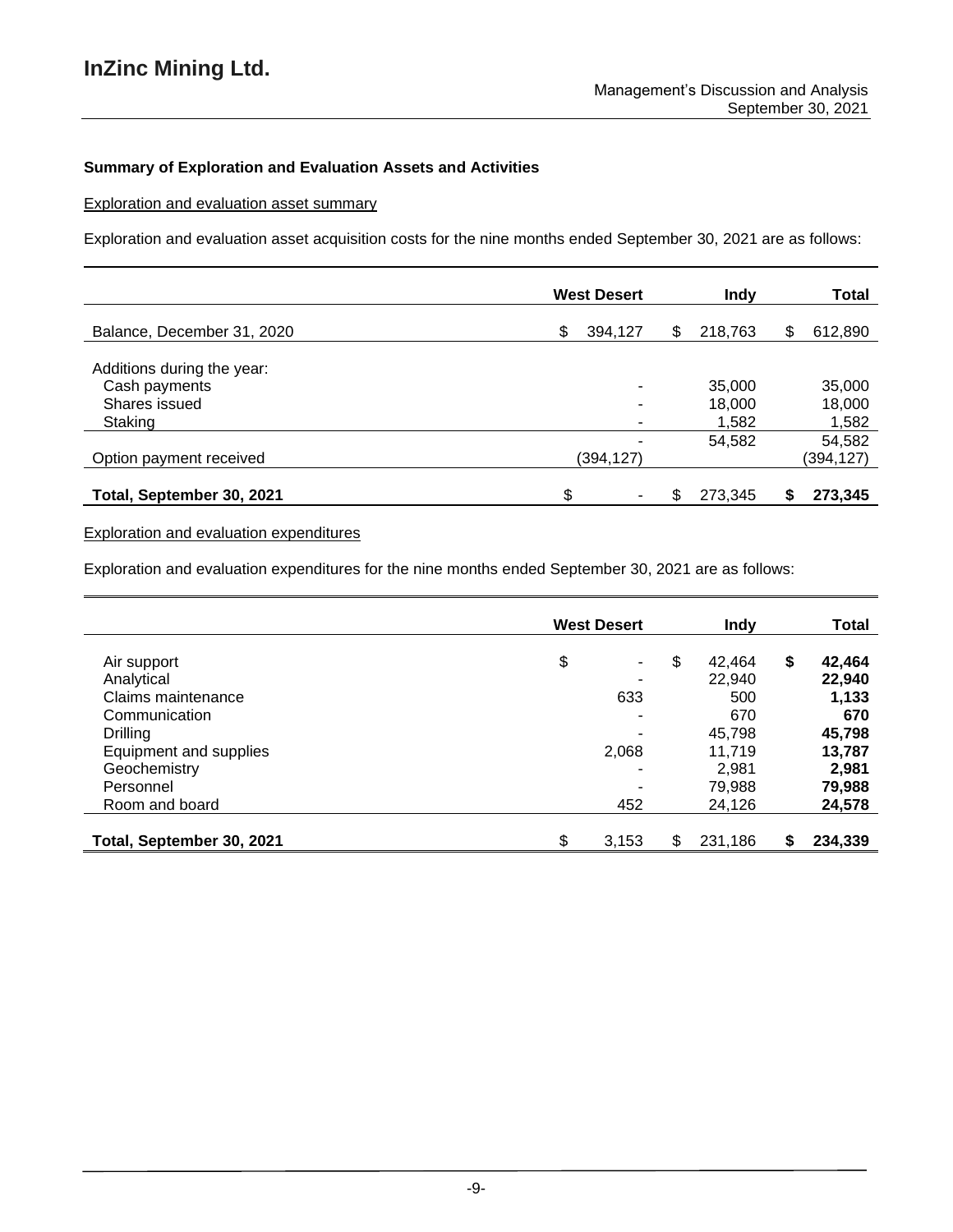### Summary of Exploration and Evaluation Assets and Activities

Exploration and evaluation asset summary

Exploration and evaluation asset acquisition costs for the nine months ended September 30, 2021 are as follows:

| | West Desert | Indy | Total |
|---|---|---|---|
| Balance, December 31, 2020 | $ 394,127 | $ 218,763 | $ 612,890 |
| Additions during the year: | | | |
| Cash payments | - | 35,000 | 35,000 |
| Shares issued | - | 18,000 | 18,000 |
| Staking | - | 1,582 | 1,582 |
| | - | 54,582 | 54,582 |
| Option payment received | (394,127) | | (394,127) |
| **Total, September 30, 2021** | $ - | $ 273,345 | **$ 273,345** |

Exploration and evaluation expenditures

Exploration and evaluation expenditures for the nine months ended September 30, 2021 are as follows:

| | West Desert | Indy | Total |
|---|---|---|---|
| Air support | $ - | $ 42,464 | **$ 42,464** |
| Analytical | - | 22,940 | **22,940** |
| Claims maintenance | 633 | 500 | **1,133** |
| Communication | - | 670 | **670** |
| Drilling | - | 45,798 | **45,798** |
| Equipment and supplies | 2,068 | 11,719 | **13,787** |
| Geochemistry | - | 2,981 | **2,981** |
| Personnel | - | 79,988 | **79,988** |
| Room and board | 452 | 24,126 | **24,578** |
| **Total, September 30, 2021** | $ 3,153 | $ 231,186 | **$ 234,339** |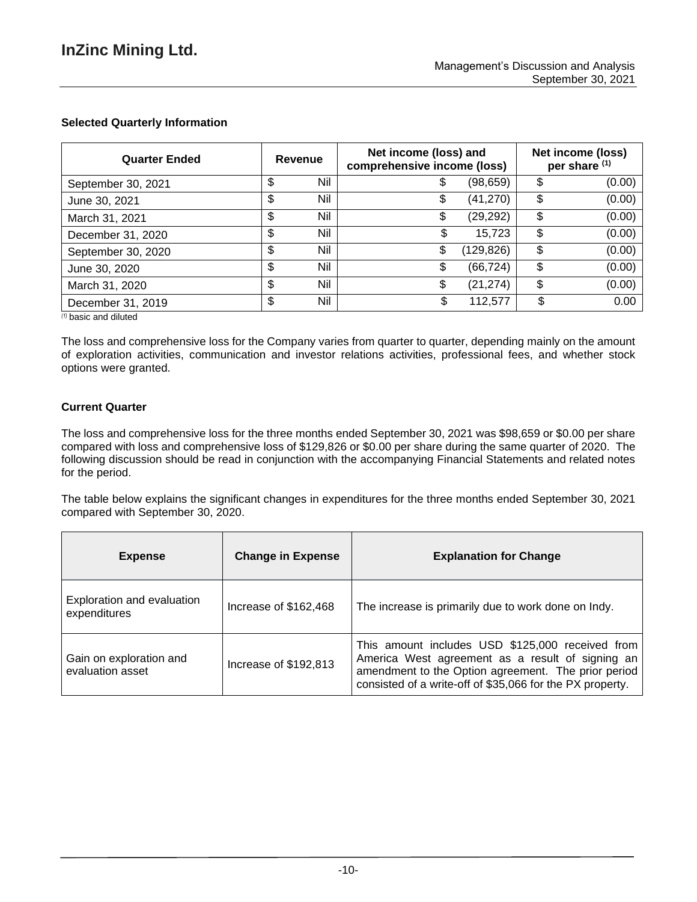### Selected Quarterly Information

| Quarter Ended | Revenue | Net income (loss) and comprehensive income (loss) | Net income (loss) per share [(1)] |
|---|---|---|---|
| September 30, 2021 | $ Nil | $ (98,659) | $ (0.00) |
| June 30, 2021 | $ Nil | $ (41,270) | $ (0.00) |
| March 31, 2021 | $ Nil | $ (29,292) | $ (0.00) |
| December 31, 2020 | $ Nil | $ 15,723 | $ (0.00) |
| September 30, 2020 | $ Nil | $ (129,826) | $ (0.00) |
| June 30, 2020 | $ Nil | $ (66,724) | $ (0.00) |
| March 31, 2020 | $ Nil | $ (21,274) | $ (0.00) |
| December 31, 2019 | $ Nil | $ 112,577 | $ 0.00 |

[(1)] basic and diluted

The loss and comprehensive loss for the Company varies from quarter to quarter, depending mainly on the amount of exploration activities, communication and investor relations activities, professional fees, and whether stock options were granted.

### Current Quarter

The loss and comprehensive loss for the three months ended September 30, 2021 was $98,659 or $0.00 per share compared with loss and comprehensive loss of $129,826 or $0.00 per share during the same quarter of 2020. The following discussion should be read in conjunction with the accompanying Financial Statements and related notes for the period.

The table below explains the significant changes in expenditures for the three months ended September 30, 2021 compared with September 30, 2020.

| Expense | Change in Expense | Explanation for Change |
|---|---|---|
| Exploration and evaluation expenditures | Increase of $162,468 | The increase is primarily due to work done on Indy. |
| Gain on exploration and evaluation asset | Increase of $192,813 | This amount includes USD $125,000 received from America West agreement as a result of signing an amendment to the Option agreement. The prior period consisted of a write-off of $35,066 for the PX property. |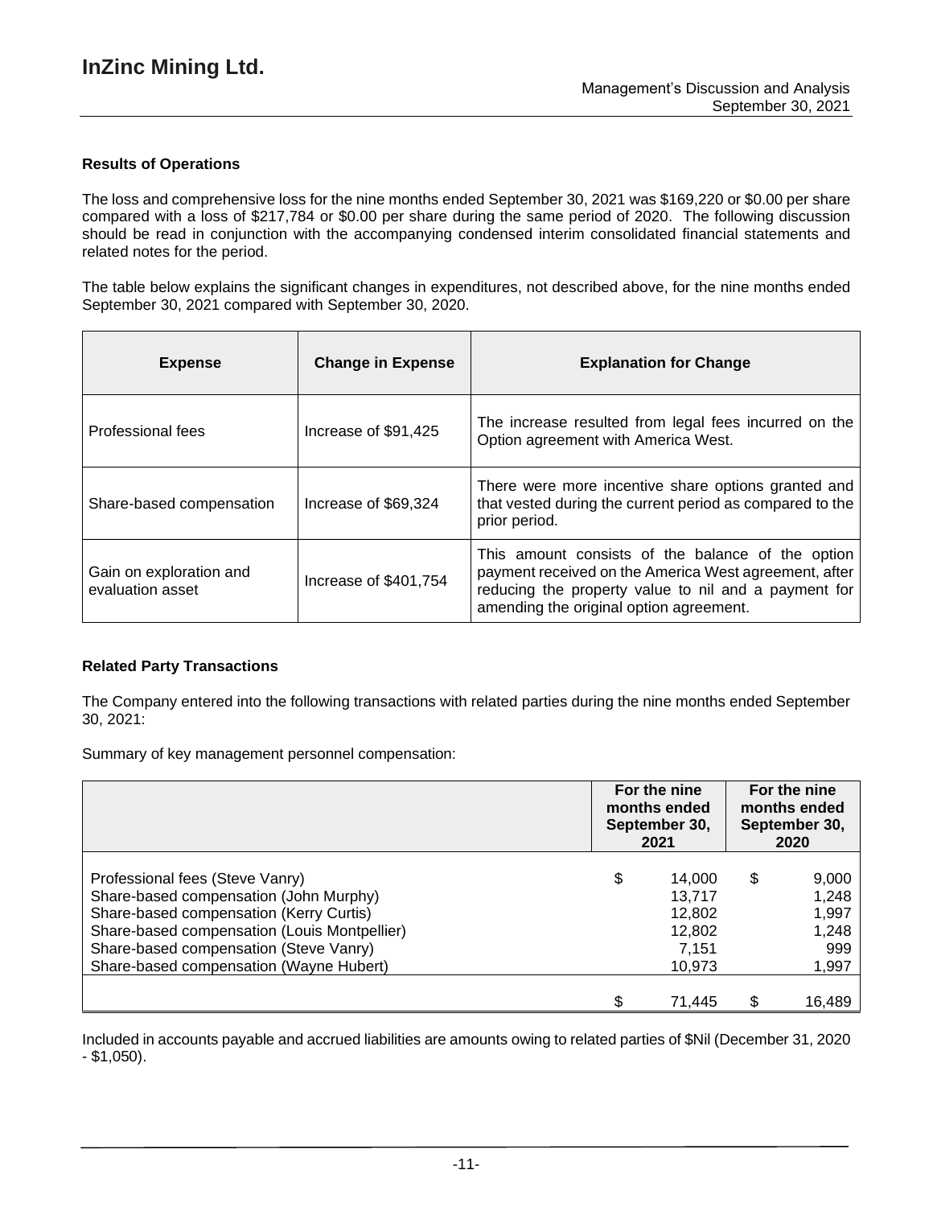### Results of Operations

The loss and comprehensive loss for the nine months ended September 30, 2021 was $169,220 or $0.00 per share compared with a loss of $217,784 or $0.00 per share during the same period of 2020. The following discussion should be read in conjunction with the accompanying condensed interim consolidated financial statements and related notes for the period.

The table below explains the significant changes in expenditures, not described above, for the nine months ended September 30, 2021 compared with September 30, 2020.

| Expense | Change in Expense | Explanation for Change |
|---|---|---|
| Professional fees | Increase of $91,425 | The increase resulted from legal fees incurred on the Option agreement with America West. |
| Share-based compensation | Increase of $69,324 | There were more incentive share options granted and that vested during the current period as compared to the prior period. |
| Gain on exploration and evaluation asset | Increase of $401,754 | This amount consists of the balance of the option payment received on the America West agreement, after reducing the property value to nil and a payment for amending the original option agreement. |

### Related Party Transactions

The Company entered into the following transactions with related parties during the nine months ended September 30, 2021:

Summary of key management personnel compensation:

| | For the nine months ended September 30, 2021 | For the nine months ended September 30, 2020 |
|---|---|---|
| Professional fees (Steve Vanry) | $ 14,000 | $ 9,000 |
| Share-based compensation (John Murphy) | 13,717 | 1,248 |
| Share-based compensation (Kerry Curtis) | 12,802 | 1,997 |
| Share-based compensation (Louis Montpellier) | 12,802 | 1,248 |
| Share-based compensation (Steve Vanry) | 7,151 | 999 |
| Share-based compensation (Wayne Hubert) | 10,973 | 1,997 |
| | $ 71,445 | $ 16,489 |

Included in accounts payable and accrued liabilities are amounts owing to related parties of $Nil (December 31, 2020 - $1,050).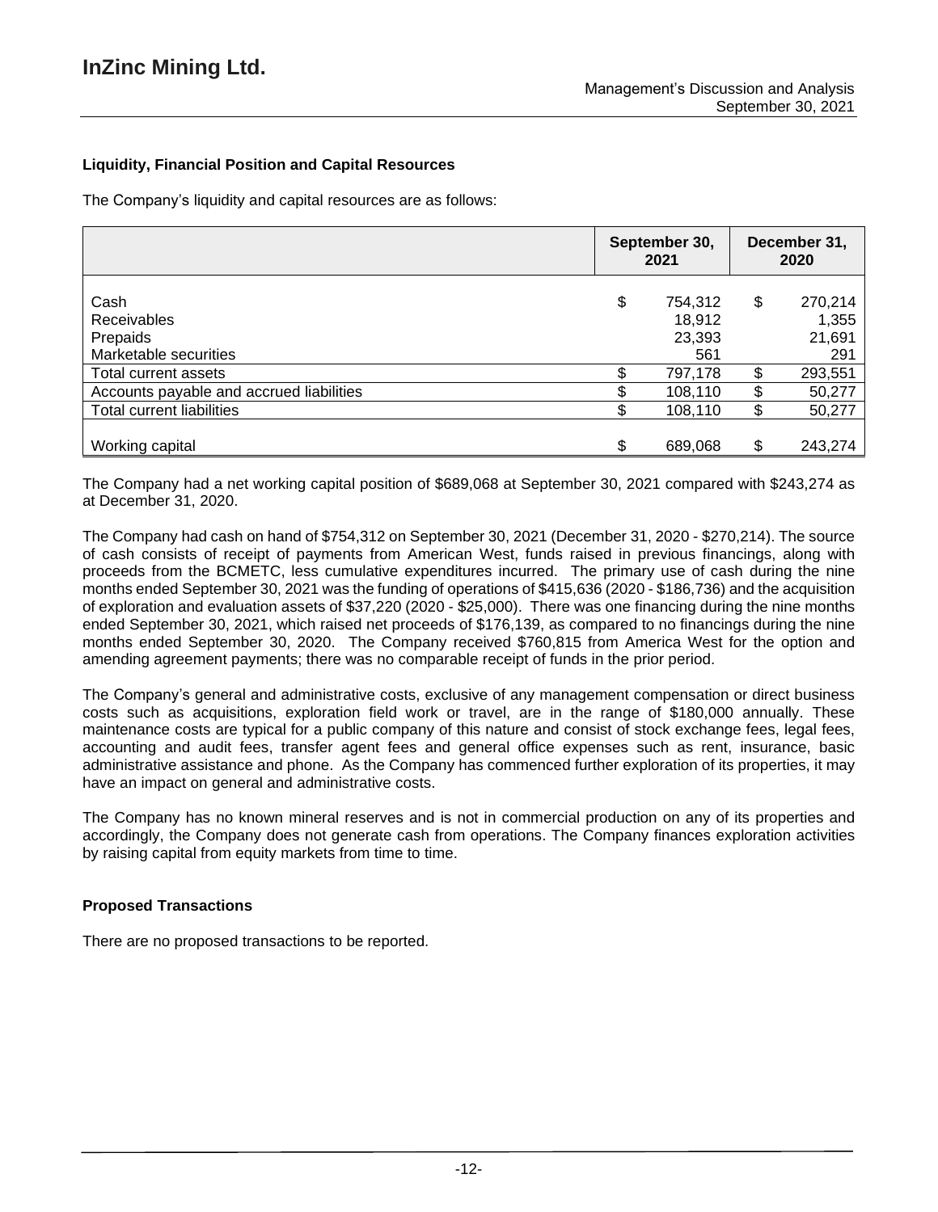### Liquidity, Financial Position and Capital Resources

The Company's liquidity and capital resources are as follows:

| | September 30, 2021 | December 31, 2020 |
|---|---|---|
| Cash | $ 754,312 | $ 270,214 |
| Receivables | 18,912 | 1,355 |
| Prepaids | 23,393 | 21,691 |
| Marketable securities | 561 | 291 |
| Total current assets | $ 797,178 | $ 293,551 |
| Accounts payable and accrued liabilities | $ 108,110 | $ 50,277 |
| Total current liabilities | $ 108,110 | $ 50,277 |
| Working capital | $ 689,068 | $ 243,274 |

The Company had a net working capital position of $689,068 at September 30, 2021 compared with $243,274 as at December 31, 2020.

The Company had cash on hand of $754,312 on September 30, 2021 (December 31, 2020 - $270,214). The source of cash consists of receipt of payments from American West, funds raised in previous financings, along with proceeds from the BCMETC, less cumulative expenditures incurred. The primary use of cash during the nine months ended September 30, 2021 was the funding of operations of $415,636 (2020 - $186,736) and the acquisition of exploration and evaluation assets of $37,220 (2020 - $25,000). There was one financing during the nine months ended September 30, 2021, which raised net proceeds of $176,139, as compared to no financings during the nine months ended September 30, 2020. The Company received $760,815 from America West for the option and amending agreement payments; there was no comparable receipt of funds in the prior period.

The Company's general and administrative costs, exclusive of any management compensation or direct business costs such as acquisitions, exploration field work or travel, are in the range of $180,000 annually. These maintenance costs are typical for a public company of this nature and consist of stock exchange fees, legal fees, accounting and audit fees, transfer agent fees and general office expenses such as rent, insurance, basic administrative assistance and phone. As the Company has commenced further exploration of its properties, it may have an impact on general and administrative costs.

The Company has no known mineral reserves and is not in commercial production on any of its properties and accordingly, the Company does not generate cash from operations. The Company finances exploration activities by raising capital from equity markets from time to time.

### Proposed Transactions

There are no proposed transactions to be reported.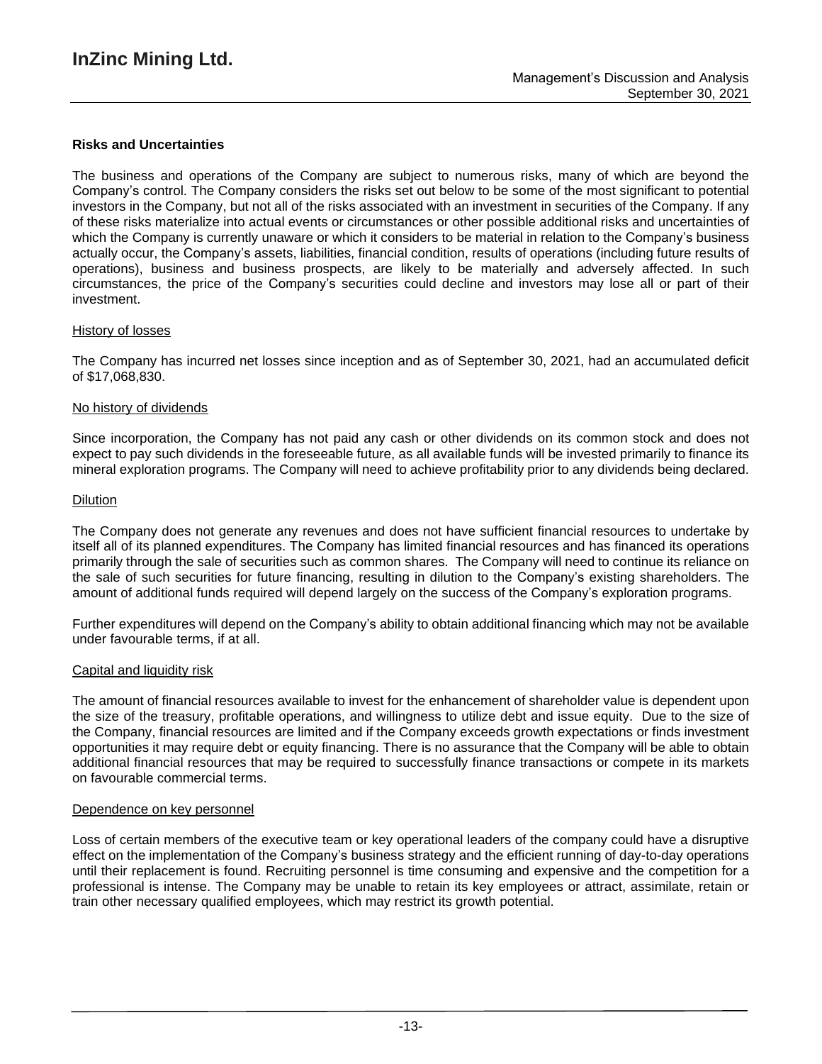### Risks and Uncertainties

The business and operations of the Company are subject to numerous risks, many of which are beyond the Company's control. The Company considers the risks set out below to be some of the most significant to potential investors in the Company, but not all of the risks associated with an investment in securities of the Company. If any of these risks materialize into actual events or circumstances or other possible additional risks and uncertainties of which the Company is currently unaware or which it considers to be material in relation to the Company's business actually occur, the Company's assets, liabilities, financial condition, results of operations (including future results of operations), business and business prospects, are likely to be materially and adversely affected. In such circumstances, the price of the Company's securities could decline and investors may lose all or part of their investment.

#### History of losses

The Company has incurred net losses since inception and as of September 30, 2021, had an accumulated deficit of $17,068,830.

#### No history of dividends

Since incorporation, the Company has not paid any cash or other dividends on its common stock and does not expect to pay such dividends in the foreseeable future, as all available funds will be invested primarily to finance its mineral exploration programs. The Company will need to achieve profitability prior to any dividends being declared.

#### Dilution

The Company does not generate any revenues and does not have sufficient financial resources to undertake by itself all of its planned expenditures. The Company has limited financial resources and has financed its operations primarily through the sale of securities such as common shares. The Company will need to continue its reliance on the sale of such securities for future financing, resulting in dilution to the Company's existing shareholders. The amount of additional funds required will depend largely on the success of the Company's exploration programs.

Further expenditures will depend on the Company's ability to obtain additional financing which may not be available under favourable terms, if at all.

#### Capital and liquidity risk

The amount of financial resources available to invest for the enhancement of shareholder value is dependent upon the size of the treasury, profitable operations, and willingness to utilize debt and issue equity. Due to the size of the Company, financial resources are limited and if the Company exceeds growth expectations or finds investment opportunities it may require debt or equity financing. There is no assurance that the Company will be able to obtain additional financial resources that may be required to successfully finance transactions or compete in its markets on favourable commercial terms.

#### Dependence on key personnel

Loss of certain members of the executive team or key operational leaders of the company could have a disruptive effect on the implementation of the Company's business strategy and the efficient running of day-to-day operations until their replacement is found. Recruiting personnel is time consuming and expensive and the competition for a professional is intense. The Company may be unable to retain its key employees or attract, assimilate, retain or train other necessary qualified employees, which may restrict its growth potential.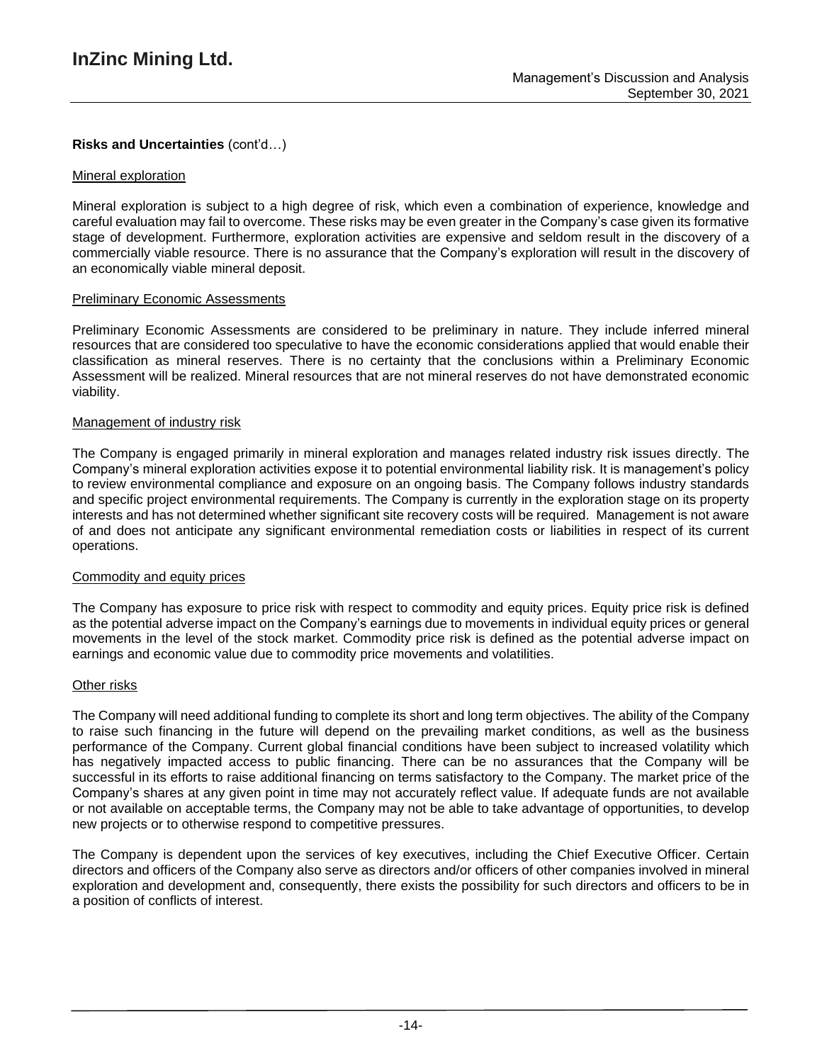**Risks and Uncertainties** (cont'd…)

Mineral exploration

Mineral exploration is subject to a high degree of risk, which even a combination of experience, knowledge and careful evaluation may fail to overcome. These risks may be even greater in the Company's case given its formative stage of development. Furthermore, exploration activities are expensive and seldom result in the discovery of a commercially viable resource. There is no assurance that the Company's exploration will result in the discovery of an economically viable mineral deposit.

Preliminary Economic Assessments

Preliminary Economic Assessments are considered to be preliminary in nature. They include inferred mineral resources that are considered too speculative to have the economic considerations applied that would enable their classification as mineral reserves. There is no certainty that the conclusions within a Preliminary Economic Assessment will be realized. Mineral resources that are not mineral reserves do not have demonstrated economic viability.

Management of industry risk

The Company is engaged primarily in mineral exploration and manages related industry risk issues directly. The Company's mineral exploration activities expose it to potential environmental liability risk. It is management's policy to review environmental compliance and exposure on an ongoing basis. The Company follows industry standards and specific project environmental requirements. The Company is currently in the exploration stage on its property interests and has not determined whether significant site recovery costs will be required. Management is not aware of and does not anticipate any significant environmental remediation costs or liabilities in respect of its current operations.

Commodity and equity prices

The Company has exposure to price risk with respect to commodity and equity prices. Equity price risk is defined as the potential adverse impact on the Company's earnings due to movements in individual equity prices or general movements in the level of the stock market. Commodity price risk is defined as the potential adverse impact on earnings and economic value due to commodity price movements and volatilities.

Other risks

The Company will need additional funding to complete its short and long term objectives. The ability of the Company to raise such financing in the future will depend on the prevailing market conditions, as well as the business performance of the Company. Current global financial conditions have been subject to increased volatility which has negatively impacted access to public financing. There can be no assurances that the Company will be successful in its efforts to raise additional financing on terms satisfactory to the Company. The market price of the Company's shares at any given point in time may not accurately reflect value. If adequate funds are not available or not available on acceptable terms, the Company may not be able to take advantage of opportunities, to develop new projects or to otherwise respond to competitive pressures.

The Company is dependent upon the services of key executives, including the Chief Executive Officer. Certain directors and officers of the Company also serve as directors and/or officers of other companies involved in mineral exploration and development and, consequently, there exists the possibility for such directors and officers to be in a position of conflicts of interest.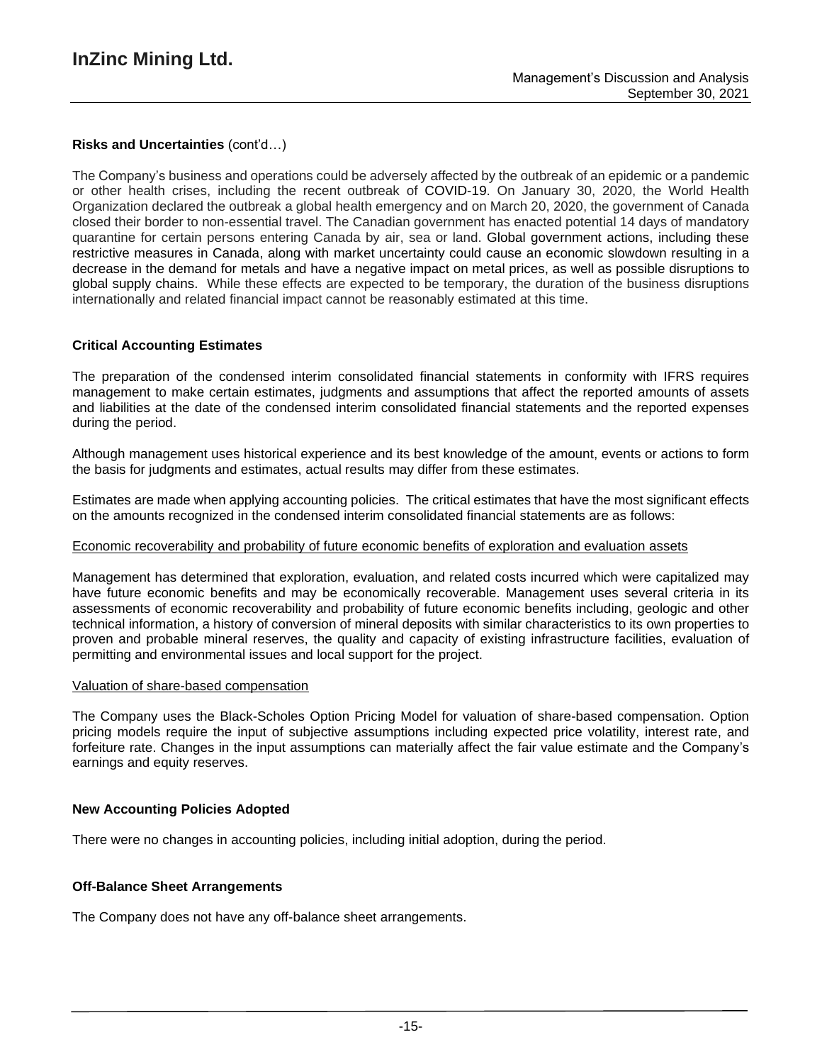**Risks and Uncertainties** (cont'd…)

The Company's business and operations could be adversely affected by the outbreak of an epidemic or a pandemic or other health crises, including the recent outbreak of COVID-19. On January 30, 2020, the World Health Organization declared the outbreak a global health emergency and on March 20, 2020, the government of Canada closed their border to non-essential travel. The Canadian government has enacted potential 14 days of mandatory quarantine for certain persons entering Canada by air, sea or land. Global government actions, including these restrictive measures in Canada, along with market uncertainty could cause an economic slowdown resulting in a decrease in the demand for metals and have a negative impact on metal prices, as well as possible disruptions to global supply chains. While these effects are expected to be temporary, the duration of the business disruptions internationally and related financial impact cannot be reasonably estimated at this time.

## Critical Accounting Estimates

The preparation of the condensed interim consolidated financial statements in conformity with IFRS requires management to make certain estimates, judgments and assumptions that affect the reported amounts of assets and liabilities at the date of the condensed interim consolidated financial statements and the reported expenses during the period.

Although management uses historical experience and its best knowledge of the amount, events or actions to form the basis for judgments and estimates, actual results may differ from these estimates.

Estimates are made when applying accounting policies. The critical estimates that have the most significant effects on the amounts recognized in the condensed interim consolidated financial statements are as follows:

<u>Economic recoverability and probability of future economic benefits of exploration and evaluation assets</u>

Management has determined that exploration, evaluation, and related costs incurred which were capitalized may have future economic benefits and may be economically recoverable. Management uses several criteria in its assessments of economic recoverability and probability of future economic benefits including, geologic and other technical information, a history of conversion of mineral deposits with similar characteristics to its own properties to proven and probable mineral reserves, the quality and capacity of existing infrastructure facilities, evaluation of permitting and environmental issues and local support for the project.

<u>Valuation of share-based compensation</u>

The Company uses the Black-Scholes Option Pricing Model for valuation of share-based compensation. Option pricing models require the input of subjective assumptions including expected price volatility, interest rate, and forfeiture rate. Changes in the input assumptions can materially affect the fair value estimate and the Company's earnings and equity reserves.

## New Accounting Policies Adopted

There were no changes in accounting policies, including initial adoption, during the period.

## Off-Balance Sheet Arrangements

The Company does not have any off-balance sheet arrangements.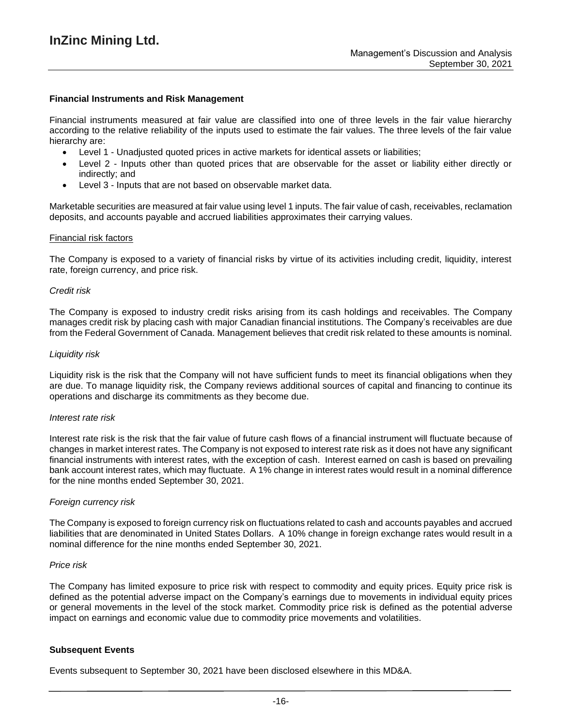## Financial Instruments and Risk Management

Financial instruments measured at fair value are classified into one of three levels in the fair value hierarchy according to the relative reliability of the inputs used to estimate the fair values. The three levels of the fair value hierarchy are:

- Level 1 - Unadjusted quoted prices in active markets for identical assets or liabilities;
- Level 2 - Inputs other than quoted prices that are observable for the asset or liability either directly or indirectly; and
- Level 3 - Inputs that are not based on observable market data.

Marketable securities are measured at fair value using level 1 inputs. The fair value of cash, receivables, reclamation deposits, and accounts payable and accrued liabilities approximates their carrying values.

### Financial risk factors

The Company is exposed to a variety of financial risks by virtue of its activities including credit, liquidity, interest rate, foreign currency, and price risk.

*Credit risk*

The Company is exposed to industry credit risks arising from its cash holdings and receivables. The Company manages credit risk by placing cash with major Canadian financial institutions. The Company's receivables are due from the Federal Government of Canada. Management believes that credit risk related to these amounts is nominal.

*Liquidity risk*

Liquidity risk is the risk that the Company will not have sufficient funds to meet its financial obligations when they are due. To manage liquidity risk, the Company reviews additional sources of capital and financing to continue its operations and discharge its commitments as they become due.

*Interest rate risk*

Interest rate risk is the risk that the fair value of future cash flows of a financial instrument will fluctuate because of changes in market interest rates. The Company is not exposed to interest rate risk as it does not have any significant financial instruments with interest rates, with the exception of cash. Interest earned on cash is based on prevailing bank account interest rates, which may fluctuate. A 1% change in interest rates would result in a nominal difference for the nine months ended September 30, 2021.

*Foreign currency risk*

The Company is exposed to foreign currency risk on fluctuations related to cash and accounts payables and accrued liabilities that are denominated in United States Dollars. A 10% change in foreign exchange rates would result in a nominal difference for the nine months ended September 30, 2021.

*Price risk*

The Company has limited exposure to price risk with respect to commodity and equity prices. Equity price risk is defined as the potential adverse impact on the Company's earnings due to movements in individual equity prices or general movements in the level of the stock market. Commodity price risk is defined as the potential adverse impact on earnings and economic value due to commodity price movements and volatilities.

## Subsequent Events

Events subsequent to September 30, 2021 have been disclosed elsewhere in this MD&A.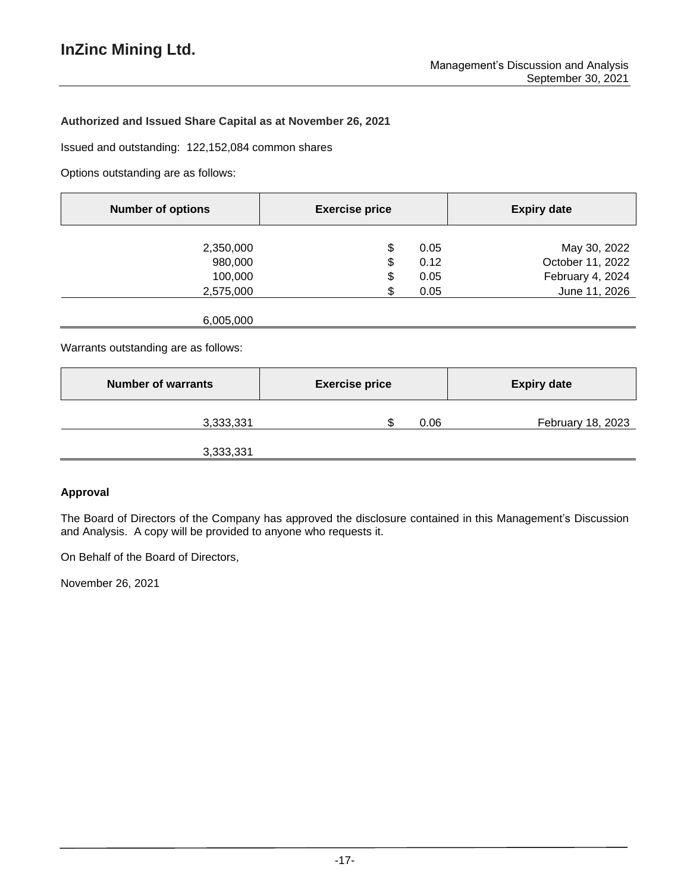**Authorized and Issued Share Capital as at November 26, 2021**

Issued and outstanding: 122,152,084 common shares

Options outstanding are as follows:

| Number of options | Exercise price | Expiry date |
|---|---|---|
| 2,350,000 | $ 0.05 | May 30, 2022 |
| 980,000 | $ 0.12 | October 11, 2022 |
| 100,000 | $ 0.05 | February 4, 2024 |
| 2,575,000 | $ 0.05 | June 11, 2026 |
| 6,005,000 | | |

Warrants outstanding are as follows:

| Number of warrants | Exercise price | Expiry date |
|---|---|---|
| 3,333,331 | $ 0.06 | February 18, 2023 |
| 3,333,331 | | |

**Approval**

The Board of Directors of the Company has approved the disclosure contained in this Management's Discussion and Analysis. A copy will be provided to anyone who requests it.

On Behalf of the Board of Directors,

November 26, 2021